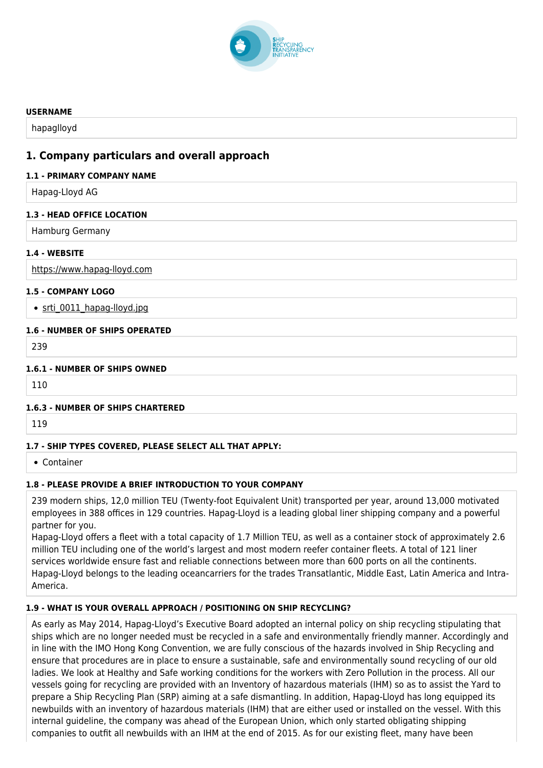SHIP RECYCLING TRANSPARENCY INITIATIVE

**USERNAME**

hapaglloyd

## 1. Company particulars and overall approach

**1.1 - PRIMARY COMPANY NAME**

Hapag-Lloyd AG

**1.3 - HEAD OFFICE LOCATION**

Hamburg Germany

**1.4 - WEBSITE**

https://www.hapag-lloyd.com

**1.5 - COMPANY LOGO**

- srti_0011_hapag-lloyd.jpg

**1.6 - NUMBER OF SHIPS OPERATED**

239

**1.6.1 - NUMBER OF SHIPS OWNED**

110

**1.6.3 - NUMBER OF SHIPS CHARTERED**

119

**1.7 - SHIP TYPES COVERED, PLEASE SELECT ALL THAT APPLY:**

- Container

**1.8 - PLEASE PROVIDE A BRIEF INTRODUCTION TO YOUR COMPANY**

239 modern ships, 12,0 million TEU (Twenty-foot Equivalent Unit) transported per year, around 13,000 motivated employees in 388 offices in 129 countries. Hapag-Lloyd is a leading global liner shipping company and a powerful partner for you.
Hapag-Lloyd offers a fleet with a total capacity of 1.7 Million TEU, as well as a container stock of approximately 2.6 million TEU including one of the world's largest and most modern reefer container fleets. A total of 121 liner services worldwide ensure fast and reliable connections between more than 600 ports on all the continents. Hapag-Lloyd belongs to the leading oceancarriers for the trades Transatlantic, Middle East, Latin America and Intra-America.

**1.9 - WHAT IS YOUR OVERALL APPROACH / POSITIONING ON SHIP RECYCLING?**

As early as May 2014, Hapag-Lloyd's Executive Board adopted an internal policy on ship recycling stipulating that ships which are no longer needed must be recycled in a safe and environmentally friendly manner. Accordingly and in line with the IMO Hong Kong Convention, we are fully conscious of the hazards involved in Ship Recycling and ensure that procedures are in place to ensure a sustainable, safe and environmentally sound recycling of our old ladies. We look at Healthy and Safe working conditions for the workers with Zero Pollution in the process. All our vessels going for recycling are provided with an Inventory of hazardous materials (IHM) so as to assist the Yard to prepare a Ship Recycling Plan (SRP) aiming at a safe dismantling. In addition, Hapag-Lloyd has long equipped its newbuilds with an inventory of hazardous materials (IHM) that are either used or installed on the vessel. With this internal guideline, the company was ahead of the European Union, which only started obligating shipping companies to outfit all newbuilds with an IHM at the end of 2015. As for our existing fleet, many have been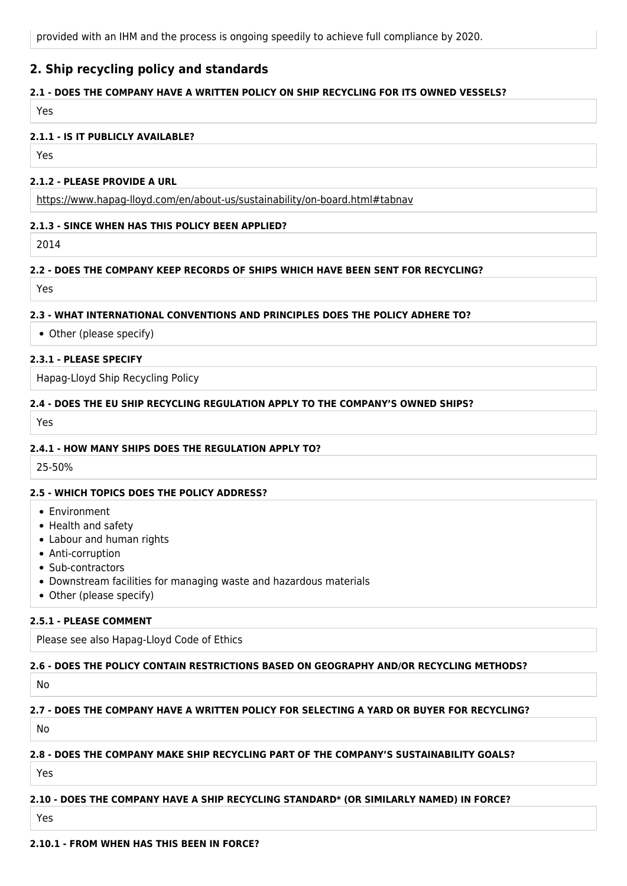provided with an IHM and the process is ongoing speedily to achieve full compliance by 2020.

## 2. Ship recycling policy and standards

#### 2.1 - DOES THE COMPANY HAVE A WRITTEN POLICY ON SHIP RECYCLING FOR ITS OWNED VESSELS?

Yes

#### 2.1.1 - IS IT PUBLICLY AVAILABLE?

Yes

#### 2.1.2 - PLEASE PROVIDE A URL

https://www.hapag-lloyd.com/en/about-us/sustainability/on-board.html#tabnav

#### 2.1.3 - SINCE WHEN HAS THIS POLICY BEEN APPLIED?

2014

#### 2.2 - DOES THE COMPANY KEEP RECORDS OF SHIPS WHICH HAVE BEEN SENT FOR RECYCLING?

Yes

#### 2.3 - WHAT INTERNATIONAL CONVENTIONS AND PRINCIPLES DOES THE POLICY ADHERE TO?

- Other (please specify)

#### 2.3.1 - PLEASE SPECIFY

Hapag-Lloyd Ship Recycling Policy

#### 2.4 - DOES THE EU SHIP RECYCLING REGULATION APPLY TO THE COMPANY'S OWNED SHIPS?

Yes

#### 2.4.1 - HOW MANY SHIPS DOES THE REGULATION APPLY TO?

25-50%

#### 2.5 - WHICH TOPICS DOES THE POLICY ADDRESS?

- Environment
- Health and safety
- Labour and human rights
- Anti-corruption
- Sub-contractors
- Downstream facilities for managing waste and hazardous materials
- Other (please specify)

#### 2.5.1 - PLEASE COMMENT

Please see also Hapag-Lloyd Code of Ethics

#### 2.6 - DOES THE POLICY CONTAIN RESTRICTIONS BASED ON GEOGRAPHY AND/OR RECYCLING METHODS?

No

#### 2.7 - DOES THE COMPANY HAVE A WRITTEN POLICY FOR SELECTING A YARD OR BUYER FOR RECYCLING?

No

#### 2.8 - DOES THE COMPANY MAKE SHIP RECYCLING PART OF THE COMPANY'S SUSTAINABILITY GOALS?

Yes

#### 2.10 - DOES THE COMPANY HAVE A SHIP RECYCLING STANDARD* (OR SIMILARLY NAMED) IN FORCE?

Yes

#### 2.10.1 - FROM WHEN HAS THIS BEEN IN FORCE?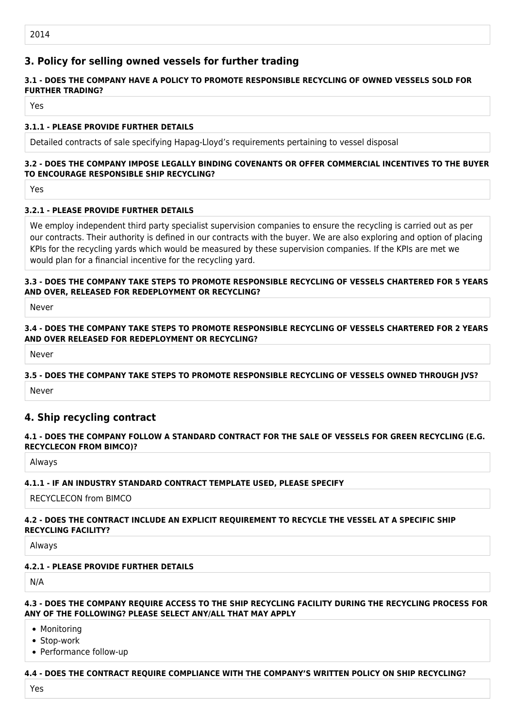2014

## 3. Policy for selling owned vessels for further trading

**3.1 - DOES THE COMPANY HAVE A POLICY TO PROMOTE RESPONSIBLE RECYCLING OF OWNED VESSELS SOLD FOR FURTHER TRADING?**

Yes

**3.1.1 - PLEASE PROVIDE FURTHER DETAILS**

Detailed contracts of sale specifying Hapag-Lloyd's requirements pertaining to vessel disposal

**3.2 - DOES THE COMPANY IMPOSE LEGALLY BINDING COVENANTS OR OFFER COMMERCIAL INCENTIVES TO THE BUYER TO ENCOURAGE RESPONSIBLE SHIP RECYCLING?**

Yes

**3.2.1 - PLEASE PROVIDE FURTHER DETAILS**

We employ independent third party specialist supervision companies to ensure the recycling is carried out as per our contracts. Their authority is defined in our contracts with the buyer. We are also exploring and option of placing KPIs for the recycling yards which would be measured by these supervision companies. If the KPIs are met we would plan for a financial incentive for the recycling yard.

**3.3 - DOES THE COMPANY TAKE STEPS TO PROMOTE RESPONSIBLE RECYCLING OF VESSELS CHARTERED FOR 5 YEARS AND OVER, RELEASED FOR REDEPLOYMENT OR RECYCLING?**

Never

**3.4 - DOES THE COMPANY TAKE STEPS TO PROMOTE RESPONSIBLE RECYCLING OF VESSELS CHARTERED FOR 2 YEARS AND OVER RELEASED FOR REDEPLOYMENT OR RECYCLING?**

Never

**3.5 - DOES THE COMPANY TAKE STEPS TO PROMOTE RESPONSIBLE RECYCLING OF VESSELS OWNED THROUGH JVS?**

Never

## 4. Ship recycling contract

**4.1 - DOES THE COMPANY FOLLOW A STANDARD CONTRACT FOR THE SALE OF VESSELS FOR GREEN RECYCLING (E.G. RECYCLECON FROM BIMCO)?**

Always

**4.1.1 - IF AN INDUSTRY STANDARD CONTRACT TEMPLATE USED, PLEASE SPECIFY**

RECYCLECON from BIMCO

**4.2 - DOES THE CONTRACT INCLUDE AN EXPLICIT REQUIREMENT TO RECYCLE THE VESSEL AT A SPECIFIC SHIP RECYCLING FACILITY?**

Always

**4.2.1 - PLEASE PROVIDE FURTHER DETAILS**

N/A

**4.3 - DOES THE COMPANY REQUIRE ACCESS TO THE SHIP RECYCLING FACILITY DURING THE RECYCLING PROCESS FOR ANY OF THE FOLLOWING? PLEASE SELECT ANY/ALL THAT MAY APPLY**

- Monitoring
- Stop-work
- Performance follow-up

**4.4 - DOES THE CONTRACT REQUIRE COMPLIANCE WITH THE COMPANY'S WRITTEN POLICY ON SHIP RECYCLING?**

Yes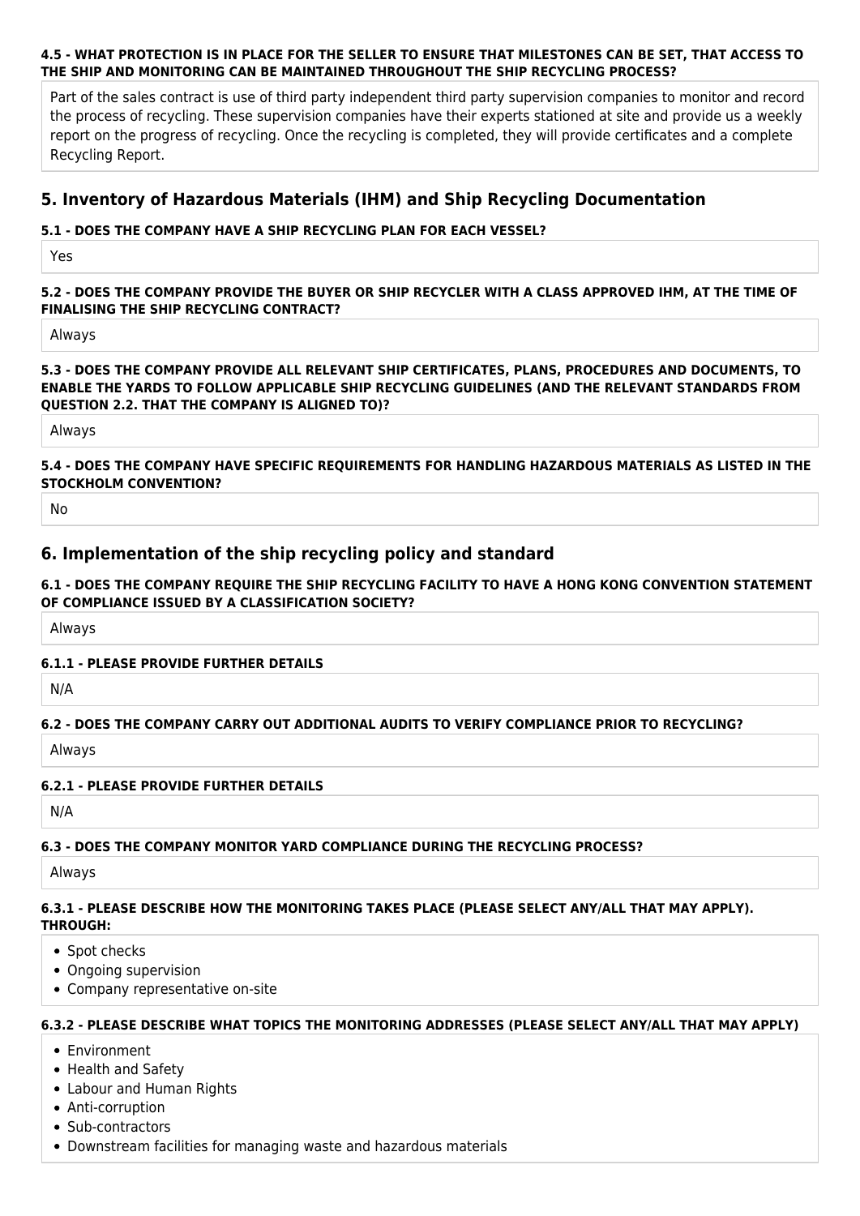#### 4.5 - WHAT PROTECTION IS IN PLACE FOR THE SELLER TO ENSURE THAT MILESTONES CAN BE SET, THAT ACCESS TO THE SHIP AND MONITORING CAN BE MAINTAINED THROUGHOUT THE SHIP RECYCLING PROCESS?

Part of the sales contract is use of third party independent third party supervision companies to monitor and record the process of recycling. These supervision companies have their experts stationed at site and provide us a weekly report on the progress of recycling. Once the recycling is completed, they will provide certificates and a complete Recycling Report.

## 5. Inventory of Hazardous Materials (IHM) and Ship Recycling Documentation

#### 5.1 - DOES THE COMPANY HAVE A SHIP RECYCLING PLAN FOR EACH VESSEL?

Yes

#### 5.2 - DOES THE COMPANY PROVIDE THE BUYER OR SHIP RECYCLER WITH A CLASS APPROVED IHM, AT THE TIME OF FINALISING THE SHIP RECYCLING CONTRACT?

Always

#### 5.3 - DOES THE COMPANY PROVIDE ALL RELEVANT SHIP CERTIFICATES, PLANS, PROCEDURES AND DOCUMENTS, TO ENABLE THE YARDS TO FOLLOW APPLICABLE SHIP RECYCLING GUIDELINES (AND THE RELEVANT STANDARDS FROM QUESTION 2.2. THAT THE COMPANY IS ALIGNED TO)?

Always

#### 5.4 - DOES THE COMPANY HAVE SPECIFIC REQUIREMENTS FOR HANDLING HAZARDOUS MATERIALS AS LISTED IN THE STOCKHOLM CONVENTION?

No

## 6. Implementation of the ship recycling policy and standard

#### 6.1 - DOES THE COMPANY REQUIRE THE SHIP RECYCLING FACILITY TO HAVE A HONG KONG CONVENTION STATEMENT OF COMPLIANCE ISSUED BY A CLASSIFICATION SOCIETY?

Always

#### 6.1.1 - PLEASE PROVIDE FURTHER DETAILS

N/A

#### 6.2 - DOES THE COMPANY CARRY OUT ADDITIONAL AUDITS TO VERIFY COMPLIANCE PRIOR TO RECYCLING?

Always

#### 6.2.1 - PLEASE PROVIDE FURTHER DETAILS

N/A

#### 6.3 - DOES THE COMPANY MONITOR YARD COMPLIANCE DURING THE RECYCLING PROCESS?

Always

#### 6.3.1 - PLEASE DESCRIBE HOW THE MONITORING TAKES PLACE (PLEASE SELECT ANY/ALL THAT MAY APPLY). THROUGH:

- Spot checks
- Ongoing supervision
- Company representative on-site

#### 6.3.2 - PLEASE DESCRIBE WHAT TOPICS THE MONITORING ADDRESSES (PLEASE SELECT ANY/ALL THAT MAY APPLY)

- Environment
- Health and Safety
- Labour and Human Rights
- Anti-corruption
- Sub-contractors
- Downstream facilities for managing waste and hazardous materials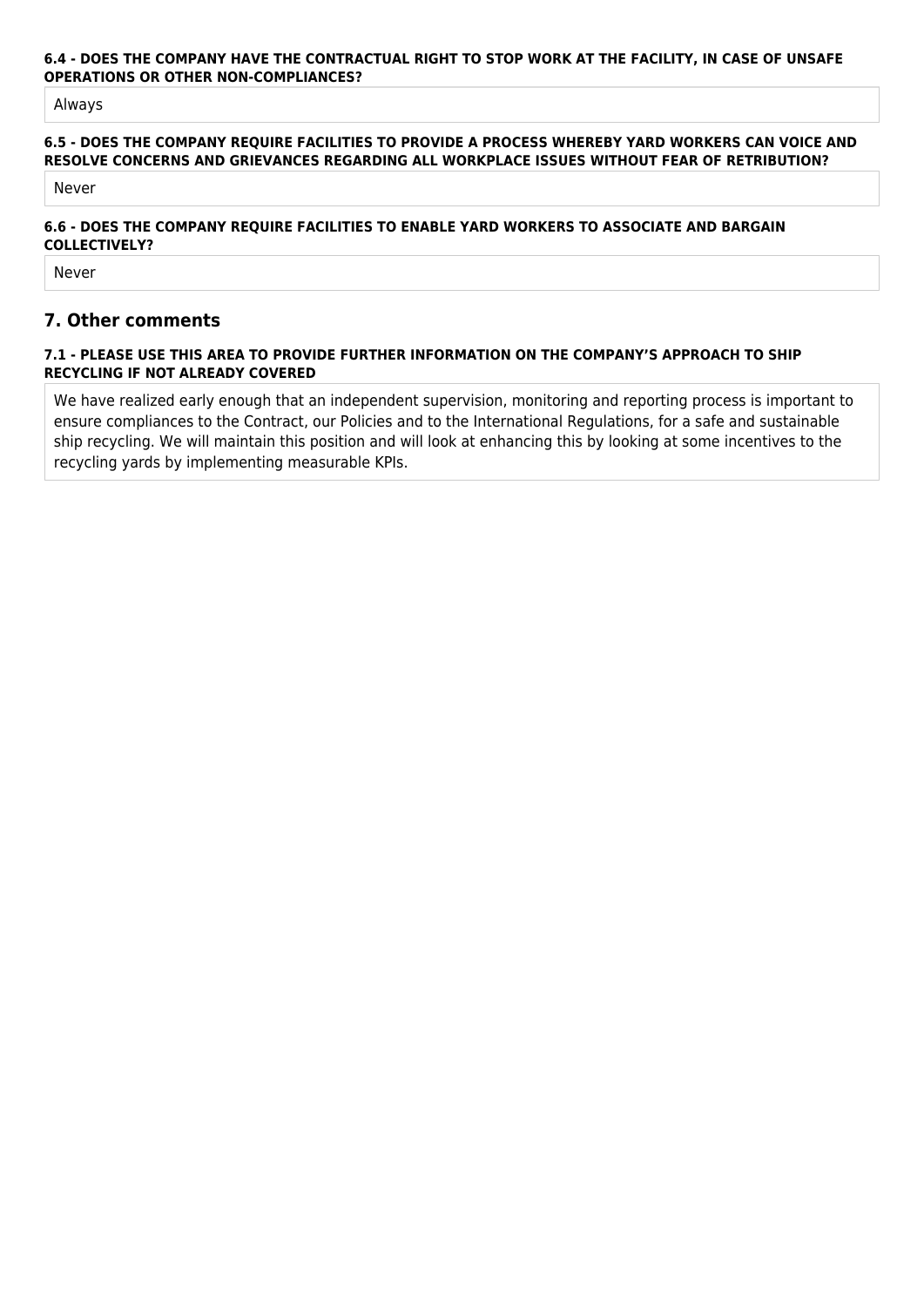#### 6.4 - DOES THE COMPANY HAVE THE CONTRACTUAL RIGHT TO STOP WORK AT THE FACILITY, IN CASE OF UNSAFE OPERATIONS OR OTHER NON-COMPLIANCES?

Always

#### 6.5 - DOES THE COMPANY REQUIRE FACILITIES TO PROVIDE A PROCESS WHEREBY YARD WORKERS CAN VOICE AND RESOLVE CONCERNS AND GRIEVANCES REGARDING ALL WORKPLACE ISSUES WITHOUT FEAR OF RETRIBUTION?

Never

#### 6.6 - DOES THE COMPANY REQUIRE FACILITIES TO ENABLE YARD WORKERS TO ASSOCIATE AND BARGAIN COLLECTIVELY?

Never

## 7. Other comments

#### 7.1 - PLEASE USE THIS AREA TO PROVIDE FURTHER INFORMATION ON THE COMPANY'S APPROACH TO SHIP RECYCLING IF NOT ALREADY COVERED

We have realized early enough that an independent supervision, monitoring and reporting process is important to ensure compliances to the Contract, our Policies and to the International Regulations, for a safe and sustainable ship recycling. We will maintain this position and will look at enhancing this by looking at some incentives to the recycling yards by implementing measurable KPIs.